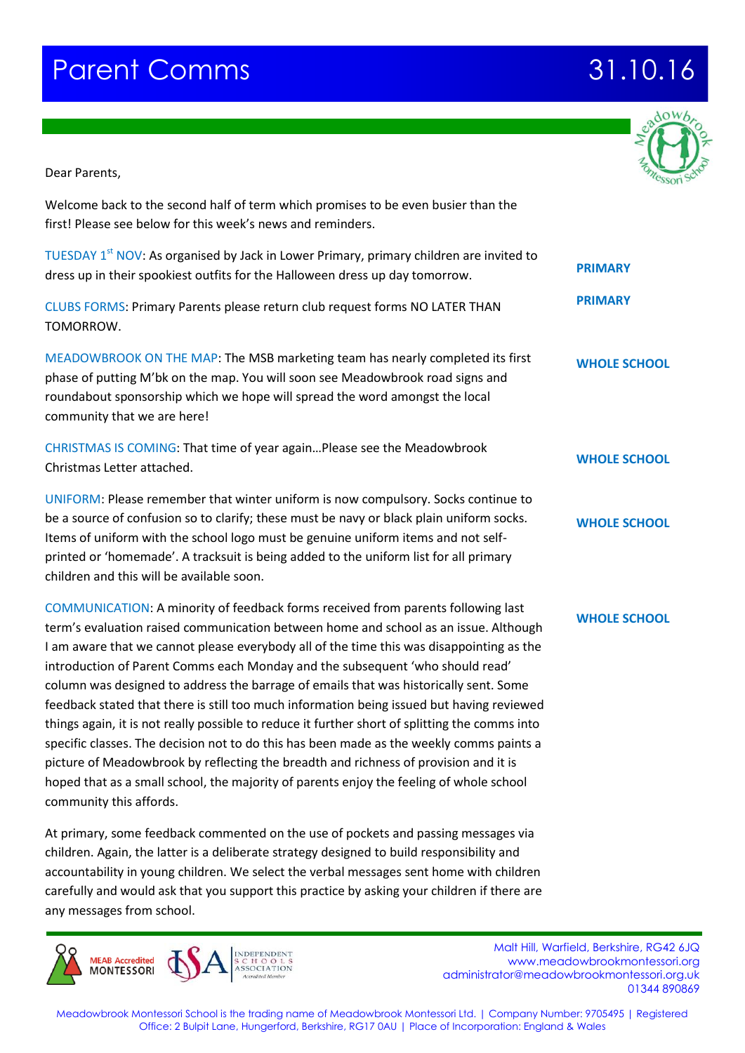# Parent Comms 31.10.16

Dear Parents,

Welcome back to the second half of term which promises to be even busier than the first! Please see below for this week's news and reminders.

TUESDAY 1st NOV: As organised by Jack in Lower Primary, primary children are invited to dress up in their spookiest outfits for the Halloween dress up day tomorrow. **PRIMARY**

CLUBS FORMS: Primary Parents please return club request forms NO LATER THAN TOMORROW. **PRIMARY**

MEADOWBROOK ON THE MAP: The MSB marketing team has nearly completed its first phase of putting M'bk on the map. You will soon see Meadowbrook road signs and roundabout sponsorship which we hope will spread the word amongst the local community that we are here! **WHOLE SCHOOL**

CHRISTMAS IS COMING: That time of year again…Please see the Meadowbrook Christmas Letter attached. **WHOLE SCHOOL**

UNIFORM: Please remember that winter uniform is now compulsory. Socks continue to be a source of confusion so to clarify; these must be navy or black plain uniform socks. Items of uniform with the school logo must be genuine uniform items and not self-printed or 'homemade'. A tracksuit is being added to the uniform list for all primary children and this will be available soon. **WHOLE SCHOOL**

COMMUNICATION: A minority of feedback forms received from parents following last term's evaluation raised communication between home and school as an issue. Although I am aware that we cannot please everybody all of the time this was disappointing as the introduction of Parent Comms each Monday and the subsequent 'who should read' column was designed to address the barrage of emails that was historically sent. Some feedback stated that there is still too much information being issued but having reviewed things again, it is not really possible to reduce it further short of splitting the comms into specific classes. The decision not to do this has been made as the weekly comms paints a picture of Meadowbrook by reflecting the breadth and richness of provision and it is hoped that as a small school, the majority of parents enjoy the feeling of whole school community this affords. **WHOLE SCHOOL**

At primary, some feedback commented on the use of pockets and passing messages via children. Again, the latter is a deliberate strategy designed to build responsibility and accountability in young children. We select the verbal messages sent home with children carefully and would ask that you support this practice by asking your children if there are any messages from school.

MEAB Accredited MONTESSORI | INDEPENDENT SCHOOLS ASSOCIATION Accredited Member

Malt Hill, Warfield, Berkshire, RG42 6JQ
www.meadowbrookmontessori.org
administrator@meadowbrookmontessori.org.uk
01344 890869

Meadowbrook Montessori School is the trading name of Meadowbrook Montessori Ltd. | Company Number: 9705495 | Registered Office: 2 Bulpit Lane, Hungerford, Berkshire, RG17 0AU | Place of Incorporation: England & Wales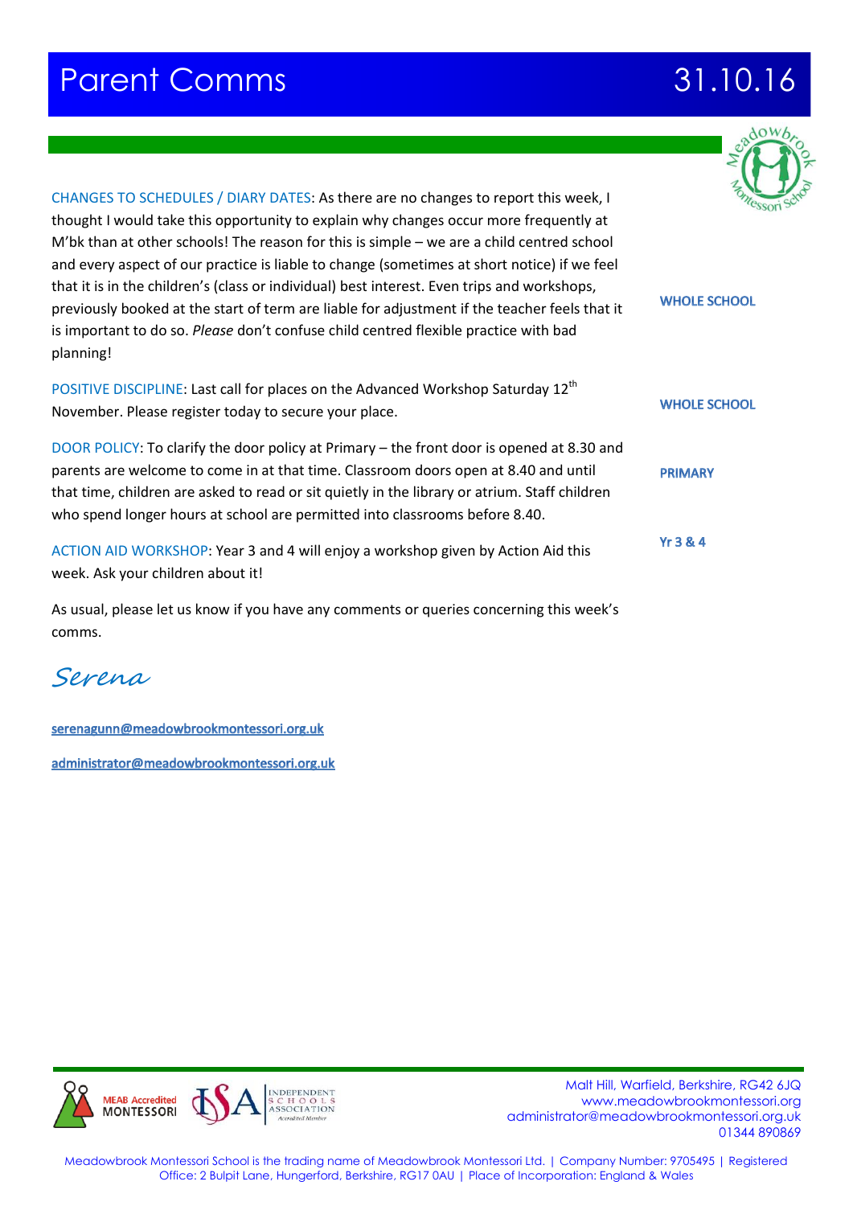# Parent Comms 31.10.16

CHANGES TO SCHEDULES / DIARY DATES: As there are no changes to report this week, I thought I would take this opportunity to explain why changes occur more frequently at M'bk than at other schools! The reason for this is simple – we are a child centred school and every aspect of our practice is liable to change (sometimes at short notice) if we feel that it is in the children's (class or individual) best interest. Even trips and workshops, previously booked at the start of term are liable for adjustment if the teacher feels that it is important to do so. *Please* don't confuse child centred flexible practice with bad planning!

**WHOLE SCHOOL**

POSITIVE DISCIPLINE: Last call for places on the Advanced Workshop Saturday 12th November. Please register today to secure your place.

**WHOLE SCHOOL**

DOOR POLICY: To clarify the door policy at Primary – the front door is opened at 8.30 and parents are welcome to come in at that time. Classroom doors open at 8.40 and until that time, children are asked to read or sit quietly in the library or atrium. Staff children who spend longer hours at school are permitted into classrooms before 8.40.

**PRIMARY**

ACTION AID WORKSHOP: Year 3 and 4 will enjoy a workshop given by Action Aid this week. Ask your children about it!

**Yr 3 & 4**

As usual, please let us know if you have any comments or queries concerning this week's comms.

*Serena*

serenagunn@meadowbrookmontessori.org.uk

administrator@meadowbrookmontessori.org.uk

MEAB Accredited MONTESSORI

Independent Schools Association – Accredited Member

Malt Hill, Warfield, Berkshire, RG42 6JQ
www.meadowbrookmontessori.org
administrator@meadowbrookmontessori.org.uk
01344 890869

Meadowbrook Montessori School is the trading name of Meadowbrook Montessori Ltd. | Company Number: 9705495 | Registered Office: 2 Bulpit Lane, Hungerford, Berkshire, RG17 0AU | Place of Incorporation: England & Wales